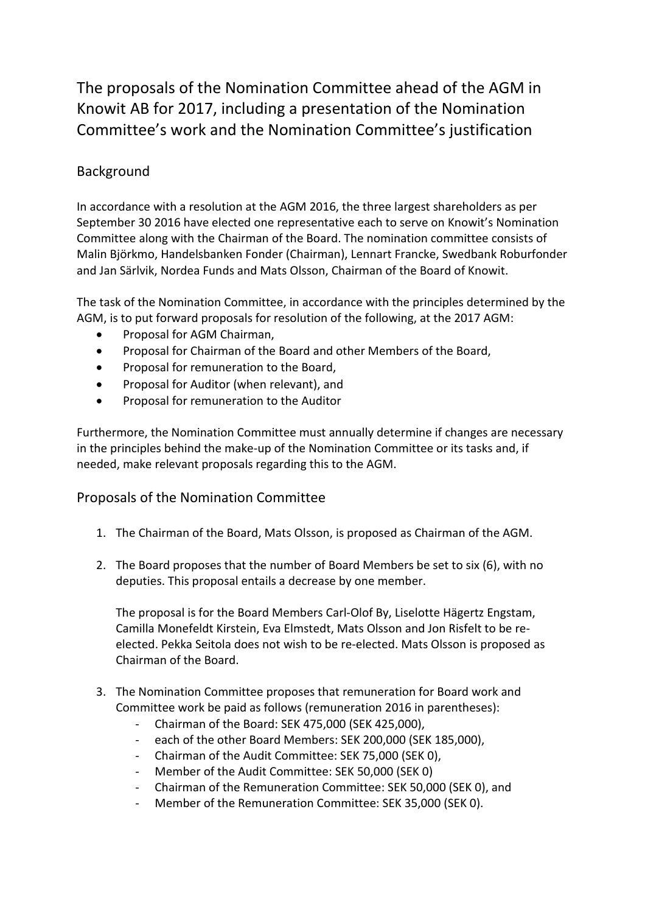# The proposals of the Nomination Committee ahead of the AGM in Knowit AB for 2017, including a presentation of the Nomination Committee's work and the Nomination Committee's justification

## Background

In accordance with a resolution at the AGM 2016, the three largest shareholders as per September 30 2016 have elected one representative each to serve on Knowit's Nomination Committee along with the Chairman of the Board. The nomination committee consists of Malin Björkmo, Handelsbanken Fonder (Chairman), Lennart Francke, Swedbank Roburfonder and Jan Särlvik, Nordea Funds and Mats Olsson, Chairman of the Board of Knowit.

The task of the Nomination Committee, in accordance with the principles determined by the AGM, is to put forward proposals for resolution of the following, at the 2017 AGM:

- Proposal for AGM Chairman,
- Proposal for Chairman of the Board and other Members of the Board,
- Proposal for remuneration to the Board,
- Proposal for Auditor (when relevant), and
- Proposal for remuneration to the Auditor

Furthermore, the Nomination Committee must annually determine if changes are necessary in the principles behind the make-up of the Nomination Committee or its tasks and, if needed, make relevant proposals regarding this to the AGM.

## Proposals of the Nomination Committee

1. The Chairman of the Board, Mats Olsson, is proposed as Chairman of the AGM.

2. The Board proposes that the number of Board Members be set to six (6), with no deputies. This proposal entails a decrease by one member.

   The proposal is for the Board Members Carl-Olof By, Liselotte Hägertz Engstam, Camilla Monefeldt Kirstein, Eva Elmstedt, Mats Olsson and Jon Risfelt to be re-elected. Pekka Seitola does not wish to be re-elected. Mats Olsson is proposed as Chairman of the Board.

3. The Nomination Committee proposes that remuneration for Board work and Committee work be paid as follows (remuneration 2016 in parentheses):
   - Chairman of the Board: SEK 475,000 (SEK 425,000),
   - each of the other Board Members: SEK 200,000 (SEK 185,000),
   - Chairman of the Audit Committee: SEK 75,000 (SEK 0),
   - Member of the Audit Committee: SEK 50,000 (SEK 0)
   - Chairman of the Remuneration Committee: SEK 50,000 (SEK 0), and
   - Member of the Remuneration Committee: SEK 35,000 (SEK 0).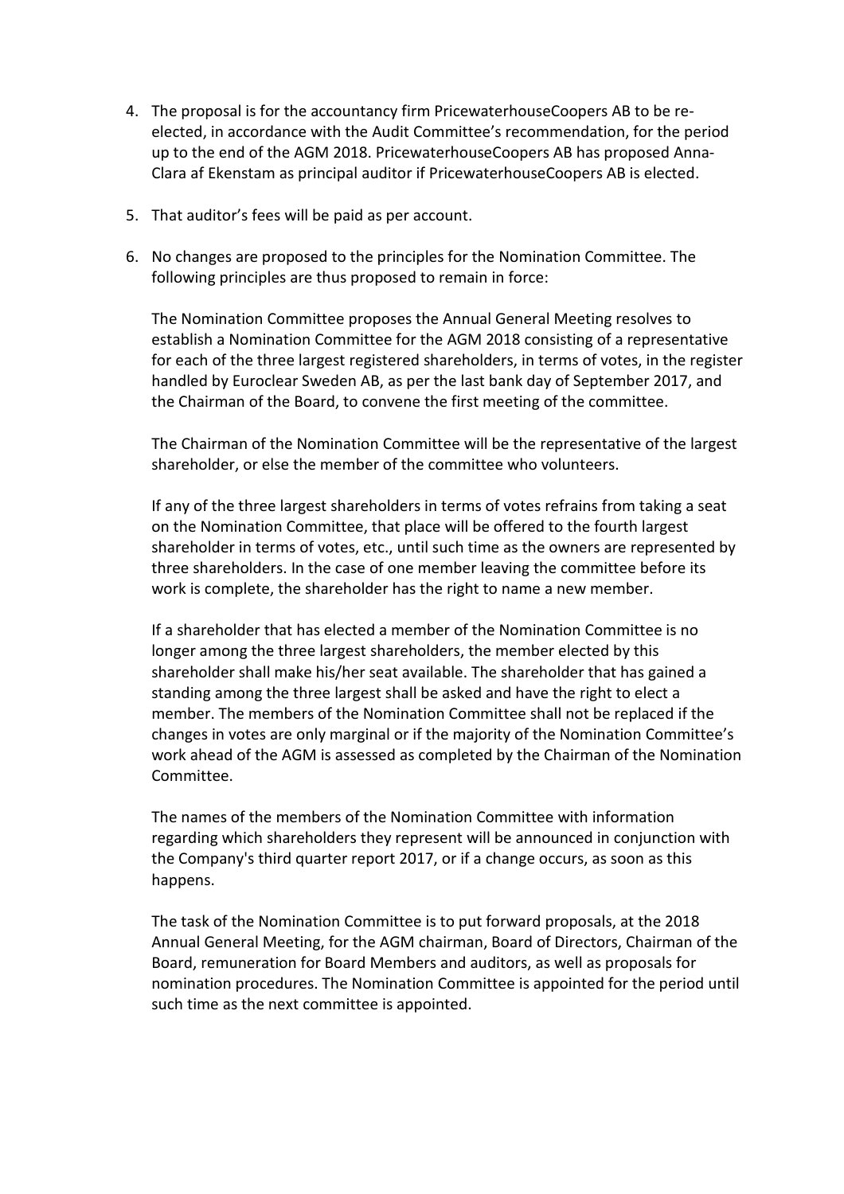4. The proposal is for the accountancy firm PricewaterhouseCoopers AB to be re-elected, in accordance with the Audit Committee's recommendation, for the period up to the end of the AGM 2018. PricewaterhouseCoopers AB has proposed Anna-Clara af Ekenstam as principal auditor if PricewaterhouseCoopers AB is elected.

5. That auditor's fees will be paid as per account.

6. No changes are proposed to the principles for the Nomination Committee. The following principles are thus proposed to remain in force:

   The Nomination Committee proposes the Annual General Meeting resolves to establish a Nomination Committee for the AGM 2018 consisting of a representative for each of the three largest registered shareholders, in terms of votes, in the register handled by Euroclear Sweden AB, as per the last bank day of September 2017, and the Chairman of the Board, to convene the first meeting of the committee.

   The Chairman of the Nomination Committee will be the representative of the largest shareholder, or else the member of the committee who volunteers.

   If any of the three largest shareholders in terms of votes refrains from taking a seat on the Nomination Committee, that place will be offered to the fourth largest shareholder in terms of votes, etc., until such time as the owners are represented by three shareholders. In the case of one member leaving the committee before its work is complete, the shareholder has the right to name a new member.

   If a shareholder that has elected a member of the Nomination Committee is no longer among the three largest shareholders, the member elected by this shareholder shall make his/her seat available. The shareholder that has gained a standing among the three largest shall be asked and have the right to elect a member. The members of the Nomination Committee shall not be replaced if the changes in votes are only marginal or if the majority of the Nomination Committee's work ahead of the AGM is assessed as completed by the Chairman of the Nomination Committee.

   The names of the members of the Nomination Committee with information regarding which shareholders they represent will be announced in conjunction with the Company's third quarter report 2017, or if a change occurs, as soon as this happens.

   The task of the Nomination Committee is to put forward proposals, at the 2018 Annual General Meeting, for the AGM chairman, Board of Directors, Chairman of the Board, remuneration for Board Members and auditors, as well as proposals for nomination procedures. The Nomination Committee is appointed for the period until such time as the next committee is appointed.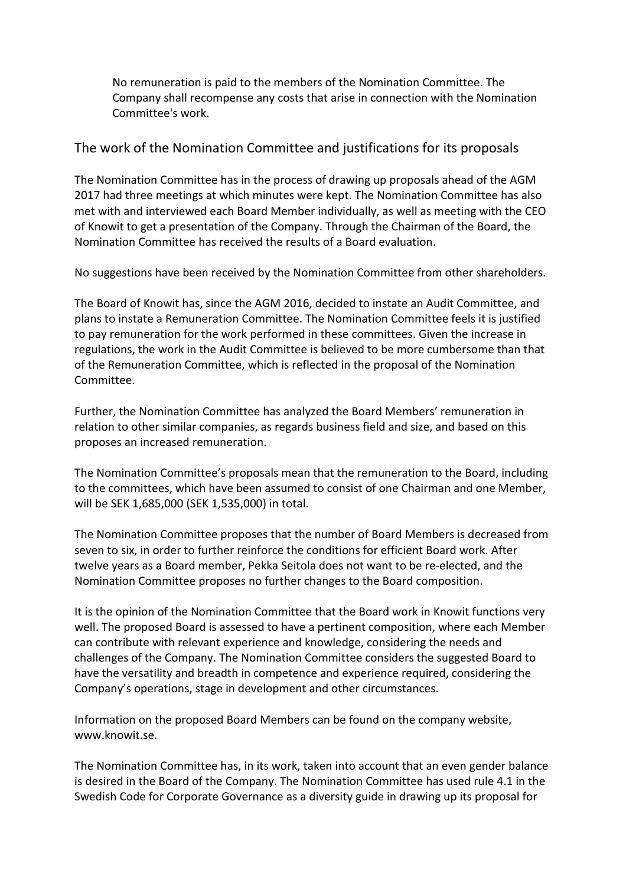No remuneration is paid to the members of the Nomination Committee. The Company shall recompense any costs that arise in connection with the Nomination Committee's work.

## The work of the Nomination Committee and justifications for its proposals

The Nomination Committee has in the process of drawing up proposals ahead of the AGM 2017 had three meetings at which minutes were kept. The Nomination Committee has also met with and interviewed each Board Member individually, as well as meeting with the CEO of Knowit to get a presentation of the Company. Through the Chairman of the Board, the Nomination Committee has received the results of a Board evaluation.

No suggestions have been received by the Nomination Committee from other shareholders.

The Board of Knowit has, since the AGM 2016, decided to instate an Audit Committee, and plans to instate a Remuneration Committee. The Nomination Committee feels it is justified to pay remuneration for the work performed in these committees. Given the increase in regulations, the work in the Audit Committee is believed to be more cumbersome than that of the Remuneration Committee, which is reflected in the proposal of the Nomination Committee.

Further, the Nomination Committee has analyzed the Board Members' remuneration in relation to other similar companies, as regards business field and size, and based on this proposes an increased remuneration.

The Nomination Committee's proposals mean that the remuneration to the Board, including to the committees, which have been assumed to consist of one Chairman and one Member, will be SEK 1,685,000 (SEK 1,535,000) in total.

The Nomination Committee proposes that the number of Board Members is decreased from seven to six, in order to further reinforce the conditions for efficient Board work. After twelve years as a Board member, Pekka Seitola does not want to be re-elected, and the Nomination Committee proposes no further changes to the Board composition.

It is the opinion of the Nomination Committee that the Board work in Knowit functions very well. The proposed Board is assessed to have a pertinent composition, where each Member can contribute with relevant experience and knowledge, considering the needs and challenges of the Company. The Nomination Committee considers the suggested Board to have the versatility and breadth in competence and experience required, considering the Company's operations, stage in development and other circumstances.

Information on the proposed Board Members can be found on the company website, www.knowit.se.

The Nomination Committee has, in its work, taken into account that an even gender balance is desired in the Board of the Company. The Nomination Committee has used rule 4.1 in the Swedish Code for Corporate Governance as a diversity guide in drawing up its proposal for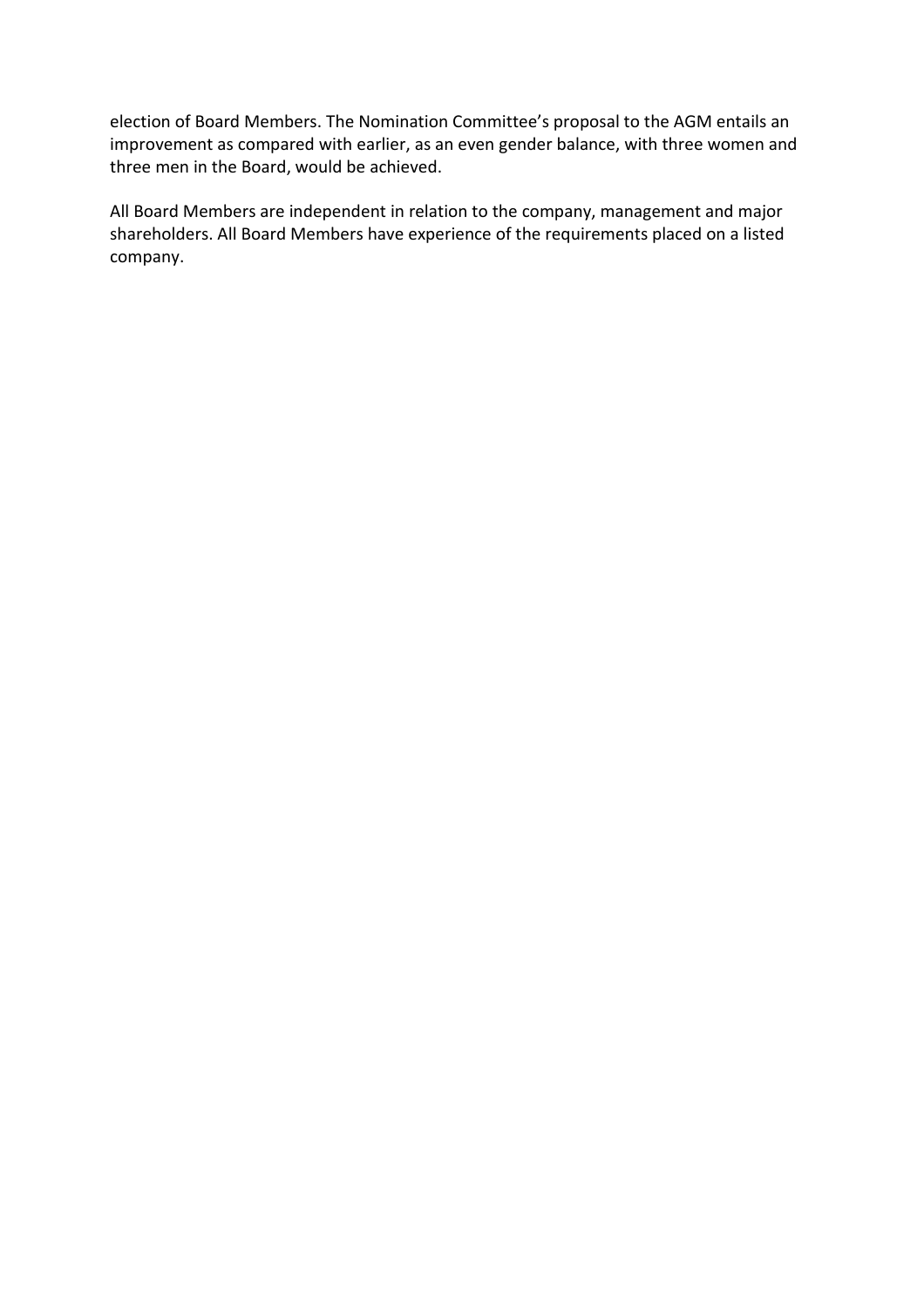election of Board Members. The Nomination Committee's proposal to the AGM entails an improvement as compared with earlier, as an even gender balance, with three women and three men in the Board, would be achieved.

All Board Members are independent in relation to the company, management and major shareholders. All Board Members have experience of the requirements placed on a listed company.